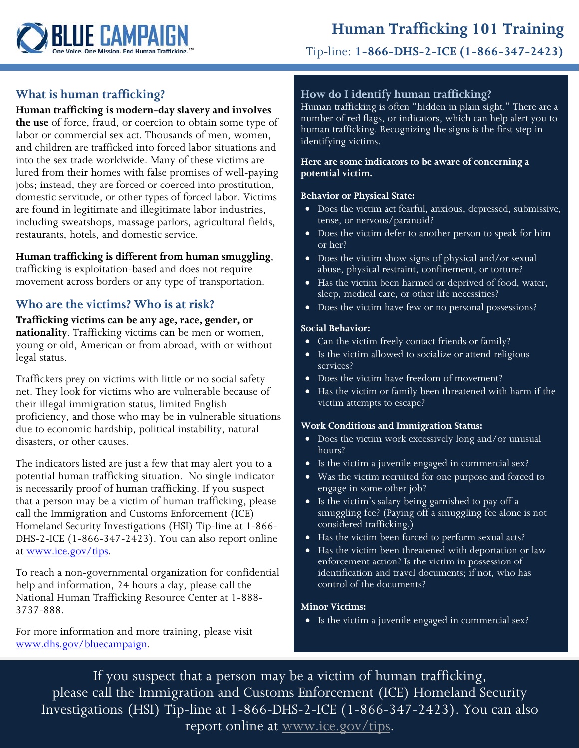BLUE CAMPAIGN

One Voice. One Mission. End Human Trafficking.™

# Human Trafficking 101 Training

Tip-line: **1-866-DHS-2-ICE (1-866-347-2423)**

## What is human trafficking?

**Human trafficking is modern-day slavery and involves the use** of force, fraud, or coercion to obtain some type of labor or commercial sex act. Thousands of men, women, and children are trafficked into forced labor situations and into the sex trade worldwide. Many of these victims are lured from their homes with false promises of well-paying jobs; instead, they are forced or coerced into prostitution, domestic servitude, or other types of forced labor. Victims are found in legitimate and illegitimate labor industries, including sweatshops, massage parlors, agricultural fields, restaurants, hotels, and domestic service.

**Human trafficking is different from human smuggling**, trafficking is exploitation-based and does not require movement across borders or any type of transportation.

## Who are the victims? Who is at risk?

**Trafficking victims can be any age, race, gender, or nationality**. Trafficking victims can be men or women, young or old, American or from abroad, with or without legal status.

Traffickers prey on victims with little or no social safety net. They look for victims who are vulnerable because of their illegal immigration status, limited English proficiency, and those who may be in vulnerable situations due to economic hardship, political instability, natural disasters, or other causes.

The indicators listed are just a few that may alert you to a potential human trafficking situation. No single indicator is necessarily proof of human trafficking. If you suspect that a person may be a victim of human trafficking, please call the Immigration and Customs Enforcement (ICE) Homeland Security Investigations (HSI) Tip-line at 1-866-DHS-2-ICE (1-866-347-2423). You can also report online at www.ice.gov/tips.

To reach a non-governmental organization for confidential help and information, 24 hours a day, please call the National Human Trafficking Resource Center at 1-888-3737-888.

For more information and more training, please visit www.dhs.gov/bluecampaign.

## How do I identify human trafficking?

Human trafficking is often "hidden in plain sight." There are a number of red flags, or indicators, which can help alert you to human trafficking. Recognizing the signs is the first step in identifying victims.

**Here are some indicators to be aware of concerning a potential victim.**

**Behavior or Physical State:**

- Does the victim act fearful, anxious, depressed, submissive, tense, or nervous/paranoid?
- Does the victim defer to another person to speak for him or her?
- Does the victim show signs of physical and/or sexual abuse, physical restraint, confinement, or torture?
- Has the victim been harmed or deprived of food, water, sleep, medical care, or other life necessities?
- Does the victim have few or no personal possessions?

**Social Behavior:**

- Can the victim freely contact friends or family?
- Is the victim allowed to socialize or attend religious services?
- Does the victim have freedom of movement?
- Has the victim or family been threatened with harm if the victim attempts to escape?

**Work Conditions and Immigration Status:**

- Does the victim work excessively long and/or unusual hours?
- Is the victim a juvenile engaged in commercial sex?
- Was the victim recruited for one purpose and forced to engage in some other job?
- Is the victim's salary being garnished to pay off a smuggling fee? (Paying off a smuggling fee alone is not considered trafficking.)
- Has the victim been forced to perform sexual acts?
- Has the victim been threatened with deportation or law enforcement action? Is the victim in possession of identification and travel documents; if not, who has control of the documents?

**Minor Victims:**

- Is the victim a juvenile engaged in commercial sex?

If you suspect that a person may be a victim of human trafficking, please call the Immigration and Customs Enforcement (ICE) Homeland Security Investigations (HSI) Tip-line at 1-866-DHS-2-ICE (1-866-347-2423). You can also report online at www.ice.gov/tips.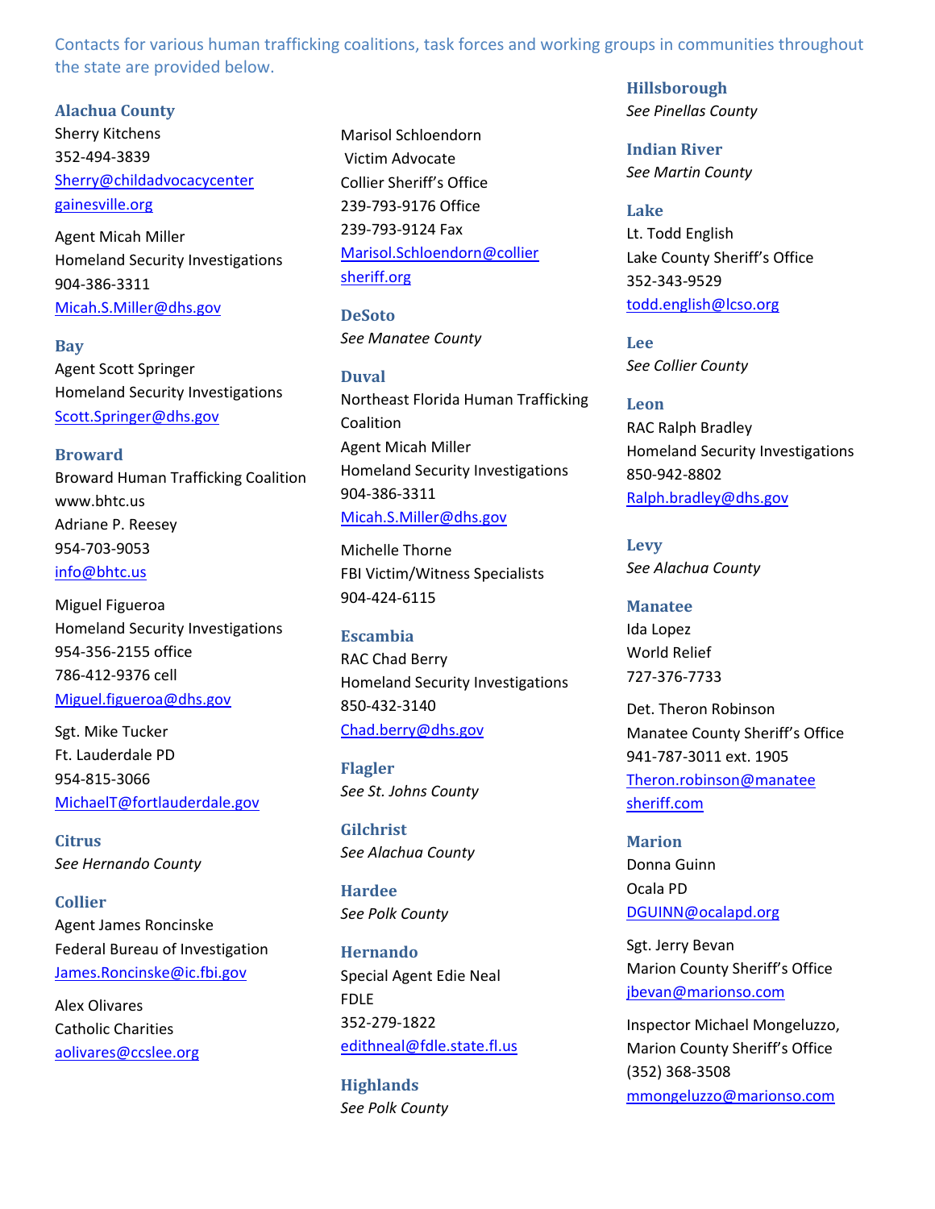Contacts for various human trafficking coalitions, task forces and working groups in communities throughout the state are provided below.

### Alachua County

Sherry Kitchens
352-494-3839
Sherry@childadvocacycentergainesville.org

Agent Micah Miller
Homeland Security Investigations
904-386-3311
Micah.S.Miller@dhs.gov

### Bay

Agent Scott Springer
Homeland Security Investigations
Scott.Springer@dhs.gov

### Broward

Broward Human Trafficking Coalition
www.bhtc.us
Adriane P. Reesey
954-703-9053
info@bhtc.us

Miguel Figueroa
Homeland Security Investigations
954-356-2155 office
786-412-9376 cell
Miguel.figueroa@dhs.gov

Sgt. Mike Tucker
Ft. Lauderdale PD
954-815-3066
MichaelT@fortlauderdale.gov

### Citrus

*See Hernando County*

### Collier

Agent James Roncinske
Federal Bureau of Investigation
James.Roncinske@ic.fbi.gov

Alex Olivares
Catholic Charities
aolivares@ccslee.org

Marisol Schloendorn
Victim Advocate
Collier Sheriff's Office
239-793-9176 Office
239-793-9124 Fax
Marisol.Schloendorn@colliersheriff.org

### DeSoto

*See Manatee County*

### Duval

Northeast Florida Human Trafficking Coalition
Agent Micah Miller
Homeland Security Investigations
904-386-3311
Micah.S.Miller@dhs.gov

Michelle Thorne
FBI Victim/Witness Specialists
904-424-6115

### Escambia

RAC Chad Berry
Homeland Security Investigations
850-432-3140
Chad.berry@dhs.gov

### Flagler

*See St. Johns County*

### Gilchrist

*See Alachua County*

### Hardee

*See Polk County*

### Hernando

Special Agent Edie Neal
FDLE
352-279-1822
edithneal@fdle.state.fl.us

### Highlands

*See Polk County*

### Hillsborough

*See Pinellas County*

### Indian River

*See Martin County*

### Lake

Lt. Todd English
Lake County Sheriff's Office
352-343-9529
todd.english@lcso.org

### Lee

*See Collier County*

### Leon

RAC Ralph Bradley
Homeland Security Investigations
850-942-8802
Ralph.bradley@dhs.gov

### Levy

*See Alachua County*

### Manatee

Ida Lopez
World Relief
727-376-7733

Det. Theron Robinson
Manatee County Sheriff's Office
941-787-3011 ext. 1905
Theron.robinson@manateesheriff.com

### Marion

Donna Guinn
Ocala PD
DGUINN@ocalapd.org

Sgt. Jerry Bevan
Marion County Sheriff's Office
jbevan@marionso.com

Inspector Michael Mongeluzzo,
Marion County Sheriff's Office
(352) 368-3508
mmongeluzzo@marionso.com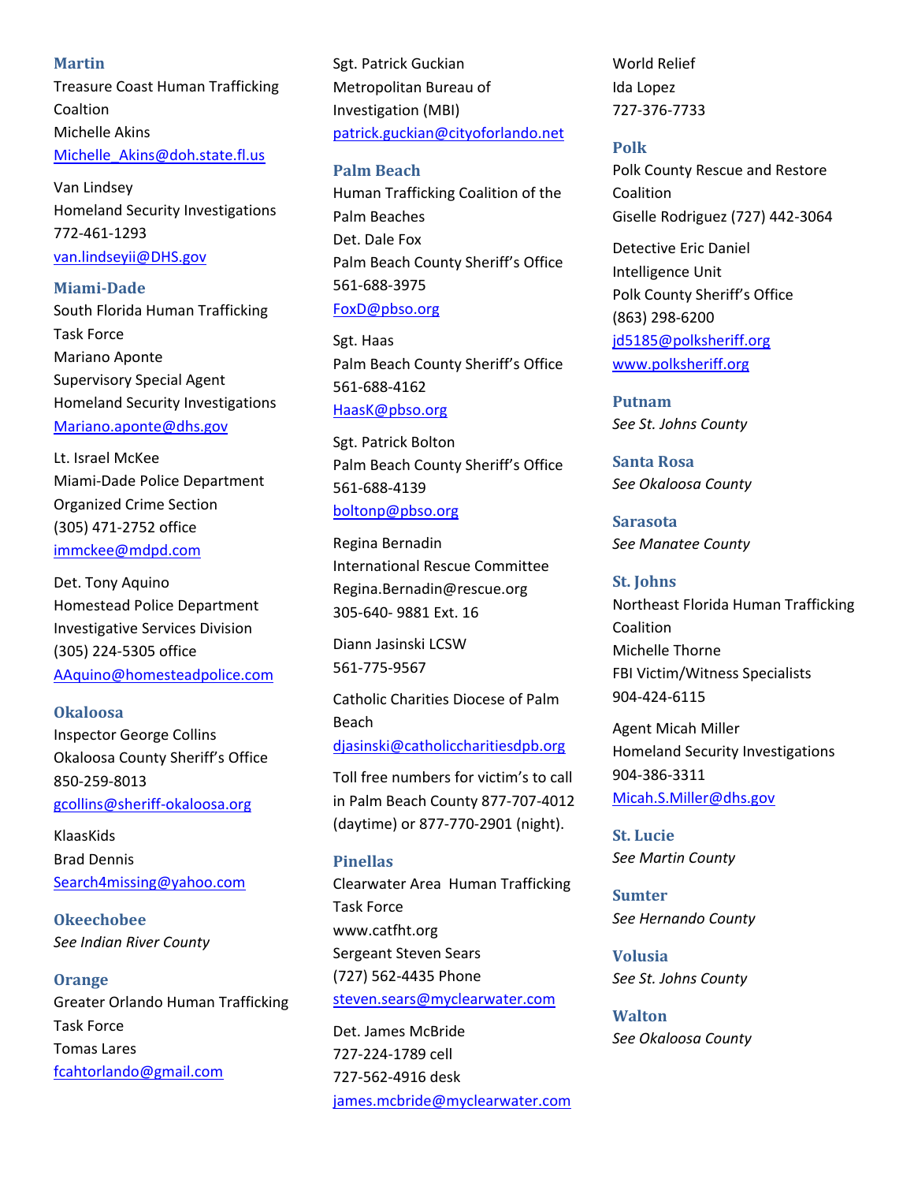### Martin

Treasure Coast Human Trafficking Coaltion
Michelle Akins
Michelle_Akins@doh.state.fl.us

Van Lindsey
Homeland Security Investigations
772-461-1293
van.lindseyii@DHS.gov

### Miami-Dade

South Florida Human Trafficking Task Force
Mariano Aponte
Supervisory Special Agent
Homeland Security Investigations
Mariano.aponte@dhs.gov

Lt. Israel McKee
Miami-Dade Police Department
Organized Crime Section
(305) 471-2752 office
immckee@mdpd.com

Det. Tony Aquino
Homestead Police Department
Investigative Services Division
(305) 224-5305 office
AAquino@homesteadpolice.com

### Okaloosa

Inspector George Collins
Okaloosa County Sheriff's Office
850-259-8013
gcollins@sheriff-okaloosa.org

KlaasKids
Brad Dennis
Search4missing@yahoo.com

### Okeechobee

*See Indian River County*

### Orange

Greater Orlando Human Trafficking Task Force
Tomas Lares
fcahtorlando@gmail.com

Sgt. Patrick Guckian
Metropolitan Bureau of Investigation (MBI)
patrick.guckian@cityoforlando.net

### Palm Beach

Human Trafficking Coalition of the Palm Beaches
Det. Dale Fox
Palm Beach County Sheriff's Office
561-688-3975
FoxD@pbso.org

Sgt. Haas
Palm Beach County Sheriff's Office
561-688-4162
HaasK@pbso.org

Sgt. Patrick Bolton
Palm Beach County Sheriff's Office
561-688-4139
boltonp@pbso.org

Regina Bernadin
International Rescue Committee
Regina.Bernadin@rescue.org
305-640- 9881 Ext. 16

Diann Jasinski LCSW
561-775-9567

Catholic Charities Diocese of Palm Beach
djasinski@catholiccharitiesdpb.org

Toll free numbers for victim's to call in Palm Beach County 877-707-4012 (daytime) or 877-770-2901 (night).

### Pinellas

Clearwater Area Human Trafficking Task Force
www.catfht.org
Sergeant Steven Sears
(727) 562-4435 Phone
steven.sears@myclearwater.com

Det. James McBride
727-224-1789 cell
727-562-4916 desk
james.mcbride@myclearwater.com

World Relief
Ida Lopez
727-376-7733

### Polk

Polk County Rescue and Restore Coalition
Giselle Rodriguez (727) 442-3064

Detective Eric Daniel
Intelligence Unit
Polk County Sheriff's Office
(863) 298-6200
jd5185@polksheriff.org
www.polksheriff.org

### Putnam

*See St. Johns County*

### Santa Rosa

*See Okaloosa County*

### Sarasota

*See Manatee County*

### St. Johns

Northeast Florida Human Trafficking Coalition
Michelle Thorne
FBI Victim/Witness Specialists
904-424-6115

Agent Micah Miller
Homeland Security Investigations
904-386-3311
Micah.S.Miller@dhs.gov

### St. Lucie

*See Martin County*

### Sumter

*See Hernando County*

### Volusia

*See St. Johns County*

### Walton

*See Okaloosa County*